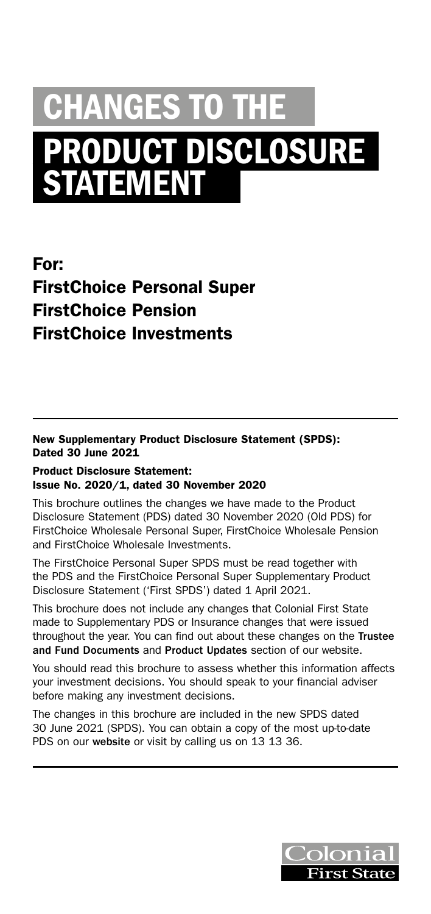# CHANGES TO THE PRODUCT DISCLOSURE STATEMENT

## For:
## FirstChoice Personal Super
## FirstChoice Pension
## FirstChoice Investments

**New Supplementary Product Disclosure Statement (SPDS): Dated 30 June 2021**

**Product Disclosure Statement: Issue No. 2020/1, dated 30 November 2020**

This brochure outlines the changes we have made to the Product Disclosure Statement (PDS) dated 30 November 2020 (Old PDS) for FirstChoice Wholesale Personal Super, FirstChoice Wholesale Pension and FirstChoice Wholesale Investments.

The FirstChoice Personal Super SPDS must be read together with the PDS and the FirstChoice Personal Super Supplementary Product Disclosure Statement ('First SPDS') dated 1 April 2021.

This brochure does not include any changes that Colonial First State made to Supplementary PDS or Insurance changes that were issued throughout the year. You can find out about these changes on the **Trustee and Fund Documents** and **Product Updates** section of our website.

You should read this brochure to assess whether this information affects your investment decisions. You should speak to your financial adviser before making any investment decisions.

The changes in this brochure are included in the new SPDS dated 30 June 2021 (SPDS). You can obtain a copy of the most up-to-date PDS on our **website** or visit by calling us on 13 13 36.

Colonial First State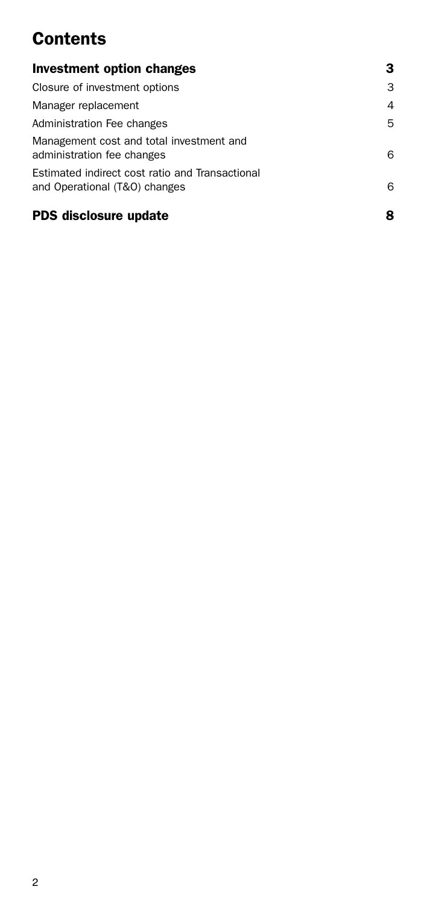# Contents

| | |
|---|---|
| **Investment option changes** | **3** |
| Closure of investment options | 3 |
| Manager replacement | 4 |
| Administration Fee changes | 5 |
| Management cost and total investment and administration fee changes | 6 |
| Estimated indirect cost ratio and Transactional and Operational (T&O) changes | 6 |
| **PDS disclosure update** | **8** |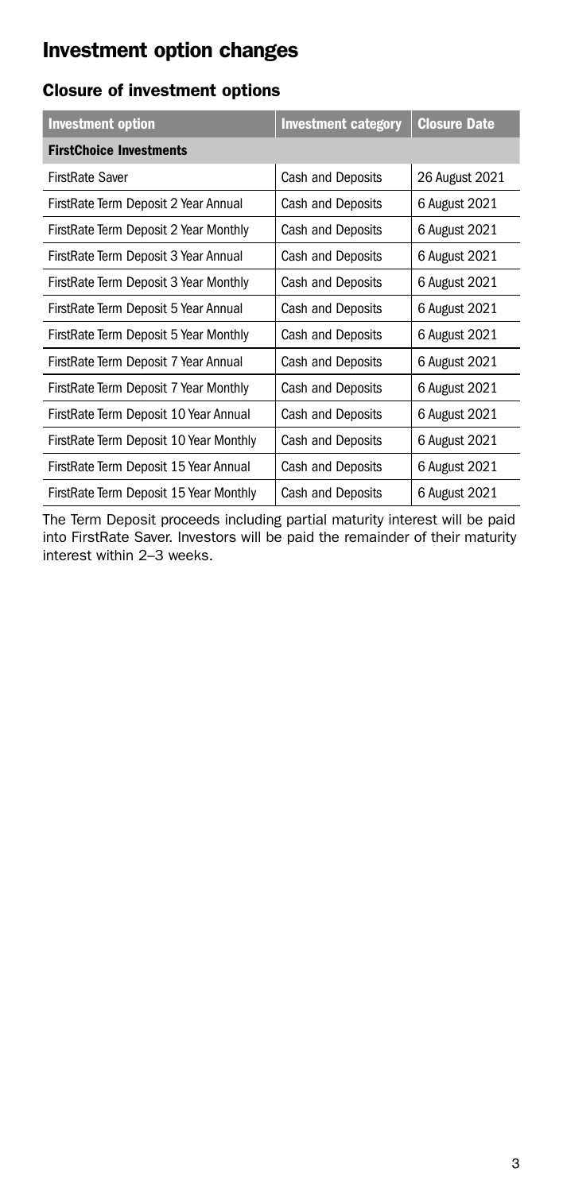# Investment option changes

## Closure of investment options

| Investment option | Investment category | Closure Date |
| --- | --- | --- |
| **FirstChoice Investments** | | |
| FirstRate Saver | Cash and Deposits | 26 August 2021 |
| FirstRate Term Deposit 2 Year Annual | Cash and Deposits | 6 August 2021 |
| FirstRate Term Deposit 2 Year Monthly | Cash and Deposits | 6 August 2021 |
| FirstRate Term Deposit 3 Year Annual | Cash and Deposits | 6 August 2021 |
| FirstRate Term Deposit 3 Year Monthly | Cash and Deposits | 6 August 2021 |
| FirstRate Term Deposit 5 Year Annual | Cash and Deposits | 6 August 2021 |
| FirstRate Term Deposit 5 Year Monthly | Cash and Deposits | 6 August 2021 |
| FirstRate Term Deposit 7 Year Annual | Cash and Deposits | 6 August 2021 |
| FirstRate Term Deposit 7 Year Monthly | Cash and Deposits | 6 August 2021 |
| FirstRate Term Deposit 10 Year Annual | Cash and Deposits | 6 August 2021 |
| FirstRate Term Deposit 10 Year Monthly | Cash and Deposits | 6 August 2021 |
| FirstRate Term Deposit 15 Year Annual | Cash and Deposits | 6 August 2021 |
| FirstRate Term Deposit 15 Year Monthly | Cash and Deposits | 6 August 2021 |

The Term Deposit proceeds including partial maturity interest will be paid into FirstRate Saver. Investors will be paid the remainder of their maturity interest within 2–3 weeks.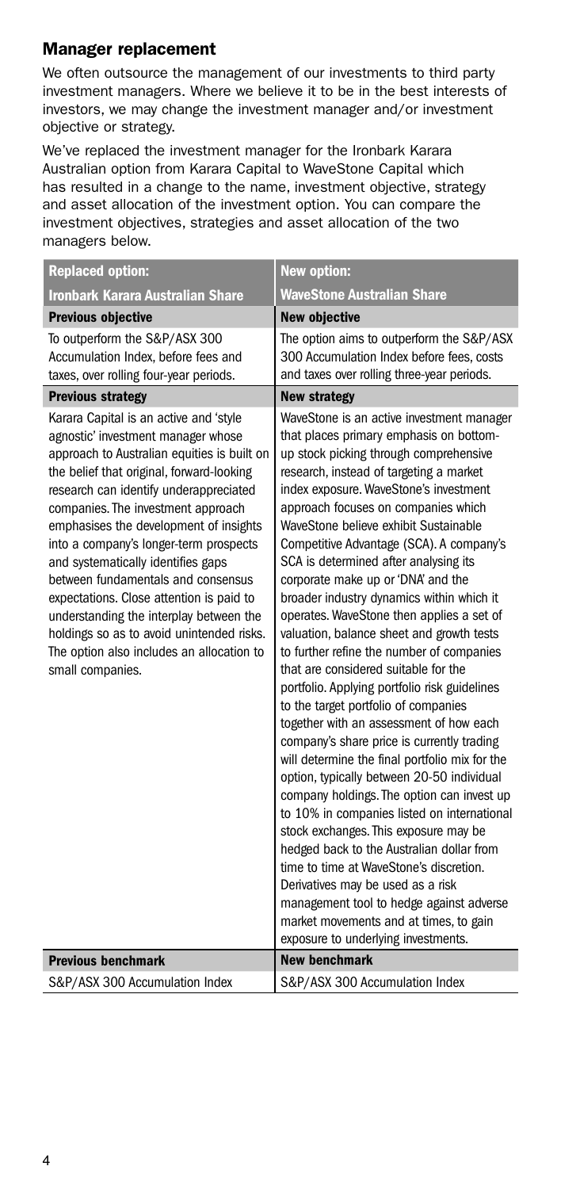## Manager replacement

We often outsource the management of our investments to third party investment managers. Where we believe it to be in the best interests of investors, we may change the investment manager and/or investment objective or strategy.

We've replaced the investment manager for the Ironbark Karara Australian option from Karara Capital to WaveStone Capital which has resulted in a change to the name, investment objective, strategy and asset allocation of the investment option. You can compare the investment objectives, strategies and asset allocation of the two managers below.

| Replaced option: **Ironbark Karara Australian Share** | New option: **WaveStone Australian Share** |
|---|---|
| **Previous objective** | **New objective** |
| To outperform the S&P/ASX 300 Accumulation Index, before fees and taxes, over rolling four-year periods. | The option aims to outperform the S&P/ASX 300 Accumulation Index before fees, costs and taxes over rolling three-year periods. |
| **Previous strategy** | **New strategy** |
| Karara Capital is an active and 'style agnostic' investment manager whose approach to Australian equities is built on the belief that original, forward-looking research can identify underappreciated companies. The investment approach emphasises the development of insights into a company's longer-term prospects and systematically identifies gaps between fundamentals and consensus expectations. Close attention is paid to understanding the interplay between the holdings so as to avoid unintended risks. The option also includes an allocation to small companies. | WaveStone is an active investment manager that places primary emphasis on bottom-up stock picking through comprehensive research, instead of targeting a market index exposure. WaveStone's investment approach focuses on companies which WaveStone believe exhibit Sustainable Competitive Advantage (SCA). A company's SCA is determined after analysing its corporate make up or 'DNA' and the broader industry dynamics within which it operates. WaveStone then applies a set of valuation, balance sheet and growth tests to further refine the number of companies that are considered suitable for the portfolio. Applying portfolio risk guidelines to the target portfolio of companies together with an assessment of how each company's share price is currently trading will determine the final portfolio mix for the option, typically between 20-50 individual company holdings. The option can invest up to 10% in companies listed on international stock exchanges. This exposure may be hedged back to the Australian dollar from time to time at WaveStone's discretion. Derivatives may be used as a risk management tool to hedge against adverse market movements and at times, to gain exposure to underlying investments. |
| **Previous benchmark** | **New benchmark** |
| S&P/ASX 300 Accumulation Index | S&P/ASX 300 Accumulation Index |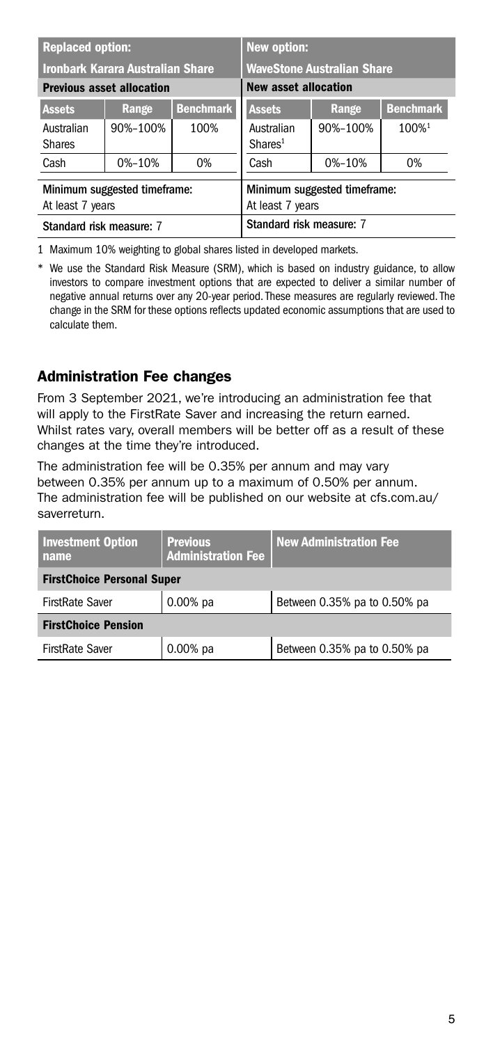| Replaced option: | | | New option: | | |
|---|---|---|---|---|---|
| Ironbark Karara Australian Share | | | WaveStone Australian Share | | |
| Previous asset allocation | | | New asset allocation | | |
| Assets | Range | Benchmark | Assets | Range | Benchmark |
| Australian Shares | 90%–100% | 100% | Australian Shares[1] | 90%–100% | 100%[1] |
| Cash | 0%–10% | 0% | Cash | 0%–10% | 0% |
| Minimum suggested timeframe: At least 7 years | | | Minimum suggested timeframe: At least 7 years | | |
| Standard risk measure: 7 | | | Standard risk measure: 7 | | |

1 Maximum 10% weighting to global shares listed in developed markets.

* We use the Standard Risk Measure (SRM), which is based on industry guidance, to allow investors to compare investment options that are expected to deliver a similar number of negative annual returns over any 20-year period. These measures are regularly reviewed. The change in the SRM for these options reflects updated economic assumptions that are used to calculate them.

## Administration Fee changes

From 3 September 2021, we're introducing an administration fee that will apply to the FirstRate Saver and increasing the return earned. Whilst rates vary, overall members will be better off as a result of these changes at the time they're introduced.

The administration fee will be 0.35% per annum and may vary between 0.35% per annum up to a maximum of 0.50% per annum. The administration fee will be published on our website at cfs.com.au/saverreturn.

| Investment Option name | Previous Administration Fee | New Administration Fee |
|---|---|---|
| **FirstChoice Personal Super** | | |
| FirstRate Saver | 0.00% pa | Between 0.35% pa to 0.50% pa |
| **FirstChoice Pension** | | |
| FirstRate Saver | 0.00% pa | Between 0.35% pa to 0.50% pa |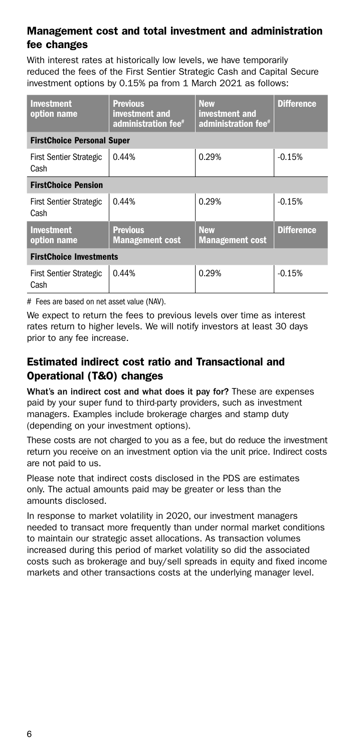## Management cost and total investment and administration fee changes

With interest rates at historically low levels, we have temporarily reduced the fees of the First Sentier Strategic Cash and Capital Secure investment options by 0.15% pa from 1 March 2021 as follows:

| Investment option name | Previous investment and administration fee# | New investment and administration fee# | Difference |
|---|---|---|---|
| **FirstChoice Personal Super** | | | |
| First Sentier Strategic Cash | 0.44% | 0.29% | -0.15% |
| **FirstChoice Pension** | | | |
| First Sentier Strategic Cash | 0.44% | 0.29% | -0.15% |
| **Investment option name** | **Previous Management cost** | **New Management cost** | **Difference** |
| **FirstChoice Investments** | | | |
| First Sentier Strategic Cash | 0.44% | 0.29% | -0.15% |

# Fees are based on net asset value (NAV).

We expect to return the fees to previous levels over time as interest rates return to higher levels. We will notify investors at least 30 days prior to any fee increase.

## Estimated indirect cost ratio and Transactional and Operational (T&O) changes

**What's an indirect cost and what does it pay for?** These are expenses paid by your super fund to third-party providers, such as investment managers. Examples include brokerage charges and stamp duty (depending on your investment options).

These costs are not charged to you as a fee, but do reduce the investment return you receive on an investment option via the unit price. Indirect costs are not paid to us.

Please note that indirect costs disclosed in the PDS are estimates only. The actual amounts paid may be greater or less than the amounts disclosed.

In response to market volatility in 2020, our investment managers needed to transact more frequently than under normal market conditions to maintain our strategic asset allocations. As transaction volumes increased during this period of market volatility so did the associated costs such as brokerage and buy/sell spreads in equity and fixed income markets and other transactions costs at the underlying manager level.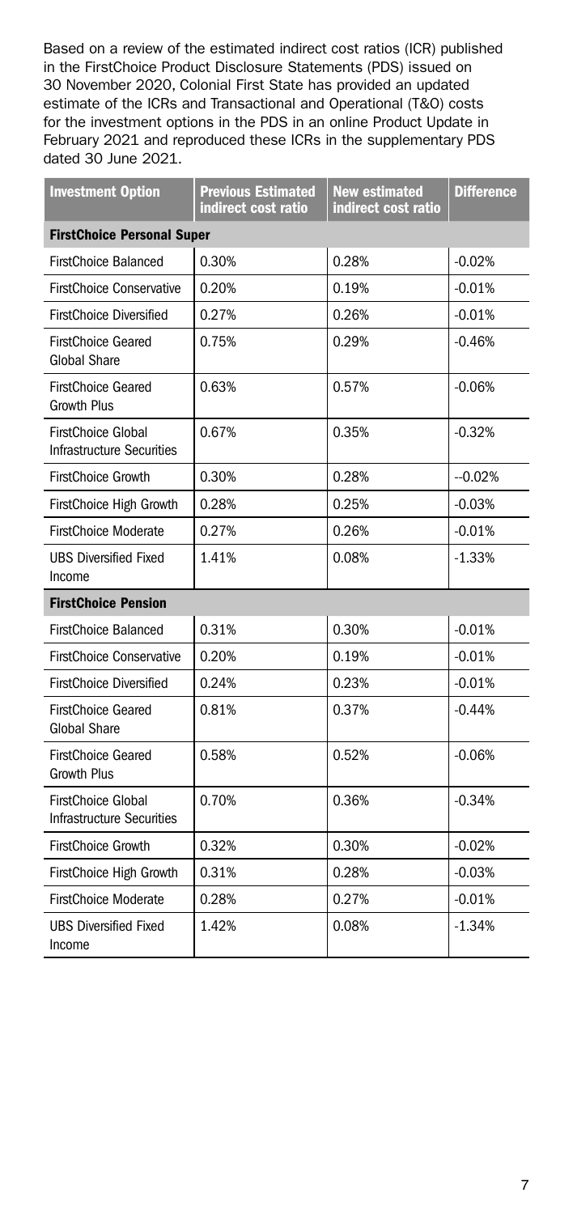Based on a review of the estimated indirect cost ratios (ICR) published in the FirstChoice Product Disclosure Statements (PDS) issued on 30 November 2020, Colonial First State has provided an updated estimate of the ICRs and Transactional and Operational (T&O) costs for the investment options in the PDS in an online Product Update in February 2021 and reproduced these ICRs in the supplementary PDS dated 30 June 2021.

| Investment Option | Previous Estimated indirect cost ratio | New estimated indirect cost ratio | Difference |
|---|---|---|---|
| **FirstChoice Personal Super** | | | |
| FirstChoice Balanced | 0.30% | 0.28% | -0.02% |
| FirstChoice Conservative | 0.20% | 0.19% | -0.01% |
| FirstChoice Diversified | 0.27% | 0.26% | -0.01% |
| FirstChoice Geared Global Share | 0.75% | 0.29% | -0.46% |
| FirstChoice Geared Growth Plus | 0.63% | 0.57% | -0.06% |
| FirstChoice Global Infrastructure Securities | 0.67% | 0.35% | -0.32% |
| FirstChoice Growth | 0.30% | 0.28% | --0.02% |
| FirstChoice High Growth | 0.28% | 0.25% | -0.03% |
| FirstChoice Moderate | 0.27% | 0.26% | -0.01% |
| UBS Diversified Fixed Income | 1.41% | 0.08% | -1.33% |
| **FirstChoice Pension** | | | |
| FirstChoice Balanced | 0.31% | 0.30% | -0.01% |
| FirstChoice Conservative | 0.20% | 0.19% | -0.01% |
| FirstChoice Diversified | 0.24% | 0.23% | -0.01% |
| FirstChoice Geared Global Share | 0.81% | 0.37% | -0.44% |
| FirstChoice Geared Growth Plus | 0.58% | 0.52% | -0.06% |
| FirstChoice Global Infrastructure Securities | 0.70% | 0.36% | -0.34% |
| FirstChoice Growth | 0.32% | 0.30% | -0.02% |
| FirstChoice High Growth | 0.31% | 0.28% | -0.03% |
| FirstChoice Moderate | 0.28% | 0.27% | -0.01% |
| UBS Diversified Fixed Income | 1.42% | 0.08% | -1.34% |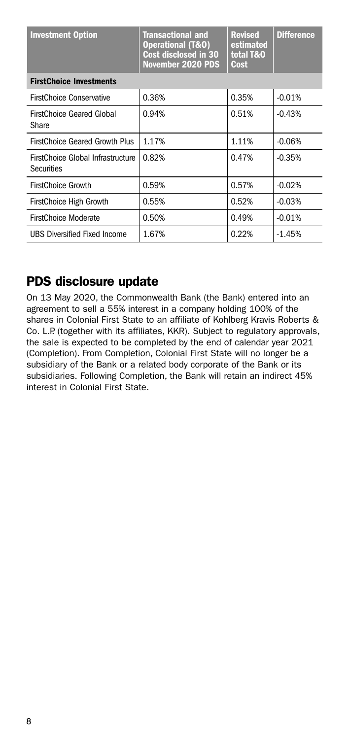| Investment Option | Transactional and Operational (T&O) Cost disclosed in 30 November 2020 PDS | Revised estimated total T&O Cost | Difference |
| --- | --- | --- | --- |
| **FirstChoice Investments** | | | |
| FirstChoice Conservative | 0.36% | 0.35% | -0.01% |
| FirstChoice Geared Global Share | 0.94% | 0.51% | -0.43% |
| FirstChoice Geared Growth Plus | 1.17% | 1.11% | -0.06% |
| FirstChoice Global Infrastructure Securities | 0.82% | 0.47% | -0.35% |
| FirstChoice Growth | 0.59% | 0.57% | -0.02% |
| FirstChoice High Growth | 0.55% | 0.52% | -0.03% |
| FirstChoice Moderate | 0.50% | 0.49% | -0.01% |
| UBS Diversified Fixed Income | 1.67% | 0.22% | -1.45% |

## PDS disclosure update

On 13 May 2020, the Commonwealth Bank (the Bank) entered into an agreement to sell a 55% interest in a company holding 100% of the shares in Colonial First State to an affiliate of Kohlberg Kravis Roberts & Co. L.P. (together with its affiliates, KKR). Subject to regulatory approvals, the sale is expected to be completed by the end of calendar year 2021 (Completion). From Completion, Colonial First State will no longer be a subsidiary of the Bank or a related body corporate of the Bank or its subsidiaries. Following Completion, the Bank will retain an indirect 45% interest in Colonial First State.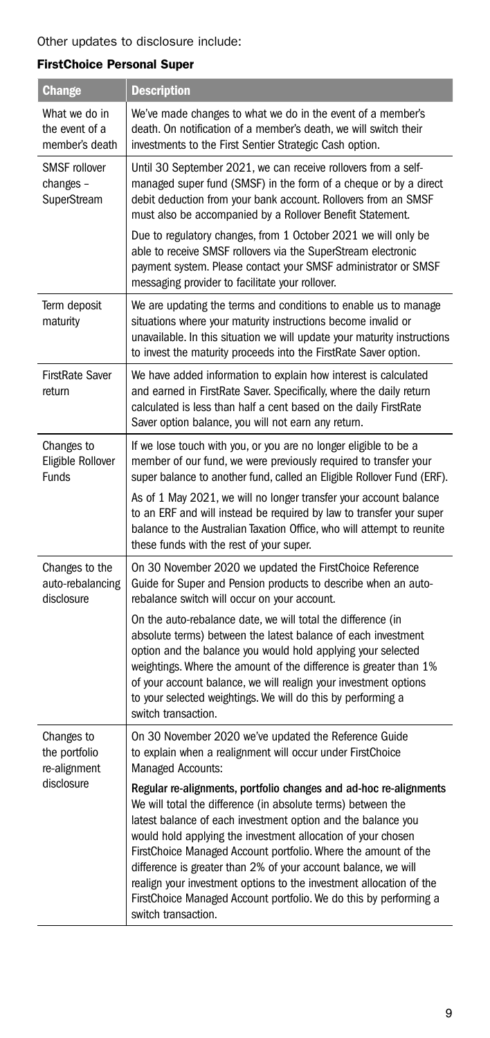Other updates to disclosure include:

### FirstChoice Personal Super

| Change | Description |
| --- | --- |
| What we do in the event of a member's death | We've made changes to what we do in the event of a member's death. On notification of a member's death, we will switch their investments to the First Sentier Strategic Cash option. |
| SMSF rollover changes – SuperStream | Until 30 September 2021, we can receive rollovers from a self-managed super fund (SMSF) in the form of a cheque or by a direct debit deduction from your bank account. Rollovers from an SMSF must also be accompanied by a Rollover Benefit Statement.<br><br>Due to regulatory changes, from 1 October 2021 we will only be able to receive SMSF rollovers via the SuperStream electronic payment system. Please contact your SMSF administrator or SMSF messaging provider to facilitate your rollover. |
| Term deposit maturity | We are updating the terms and conditions to enable us to manage situations where your maturity instructions become invalid or unavailable. In this situation we will update your maturity instructions to invest the maturity proceeds into the FirstRate Saver option. |
| FirstRate Saver return | We have added information to explain how interest is calculated and earned in FirstRate Saver. Specifically, where the daily return calculated is less than half a cent based on the daily FirstRate Saver option balance, you will not earn any return. |
| Changes to Eligible Rollover Funds | If we lose touch with you, or you are no longer eligible to be a member of our fund, we were previously required to transfer your super balance to another fund, called an Eligible Rollover Fund (ERF).<br><br>As of 1 May 2021, we will no longer transfer your account balance to an ERF and will instead be required by law to transfer your super balance to the Australian Taxation Office, who will attempt to reunite these funds with the rest of your super. |
| Changes to the auto-rebalancing disclosure | On 30 November 2020 we updated the FirstChoice Reference Guide for Super and Pension products to describe when an auto-rebalance switch will occur on your account.<br><br>On the auto-rebalance date, we will total the difference (in absolute terms) between the latest balance of each investment option and the balance you would hold applying your selected weightings. Where the amount of the difference is greater than 1% of your account balance, we will realign your investment options to your selected weightings. We will do this by performing a switch transaction. |
| Changes to the portfolio re-alignment disclosure | On 30 November 2020 we've updated the Reference Guide to explain when a realignment will occur under FirstChoice Managed Accounts:<br><br>**Regular re-alignments, portfolio changes and ad-hoc re-alignments**<br>We will total the difference (in absolute terms) between the latest balance of each investment option and the balance you would hold applying the investment allocation of your chosen FirstChoice Managed Account portfolio. Where the amount of the difference is greater than 2% of your account balance, we will realign your investment options to the investment allocation of the FirstChoice Managed Account portfolio. We do this by performing a switch transaction. |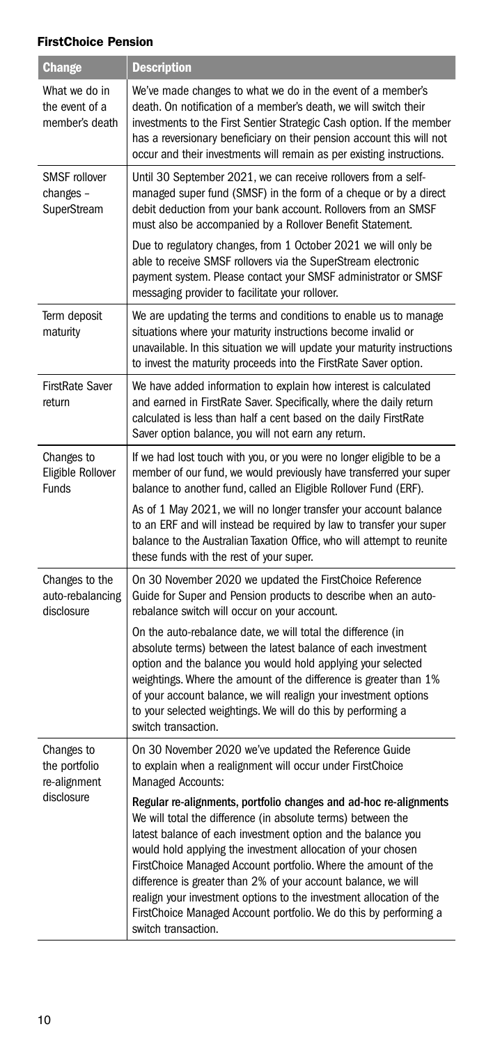#### FirstChoice Pension

| Change | Description |
|---|---|
| What we do in the event of a member's death | We've made changes to what we do in the event of a member's death. On notification of a member's death, we will switch their investments to the First Sentier Strategic Cash option. If the member has a reversionary beneficiary on their pension account this will not occur and their investments will remain as per existing instructions. |
| SMSF rollover changes – SuperStream | Until 30 September 2021, we can receive rollovers from a self-managed super fund (SMSF) in the form of a cheque or by a direct debit deduction from your bank account. Rollovers from an SMSF must also be accompanied by a Rollover Benefit Statement.<br><br>Due to regulatory changes, from 1 October 2021 we will only be able to receive SMSF rollovers via the SuperStream electronic payment system. Please contact your SMSF administrator or SMSF messaging provider to facilitate your rollover. |
| Term deposit maturity | We are updating the terms and conditions to enable us to manage situations where your maturity instructions become invalid or unavailable. In this situation we will update your maturity instructions to invest the maturity proceeds into the FirstRate Saver option. |
| FirstRate Saver return | We have added information to explain how interest is calculated and earned in FirstRate Saver. Specifically, where the daily return calculated is less than half a cent based on the daily FirstRate Saver option balance, you will not earn any return. |
| Changes to Eligible Rollover Funds | If we had lost touch with you, or you were no longer eligible to be a member of our fund, we would previously have transferred your super balance to another fund, called an Eligible Rollover Fund (ERF).<br><br>As of 1 May 2021, we will no longer transfer your account balance to an ERF and will instead be required by law to transfer your super balance to the Australian Taxation Office, who will attempt to reunite these funds with the rest of your super. |
| Changes to the auto-rebalancing disclosure | On 30 November 2020 we updated the FirstChoice Reference Guide for Super and Pension products to describe when an auto-rebalance switch will occur on your account.<br><br>On the auto-rebalance date, we will total the difference (in absolute terms) between the latest balance of each investment option and the balance you would hold applying your selected weightings. Where the amount of the difference is greater than 1% of your account balance, we will realign your investment options to your selected weightings. We will do this by performing a switch transaction. |
| Changes to the portfolio re-alignment disclosure | On 30 November 2020 we've updated the Reference Guide to explain when a realignment will occur under FirstChoice Managed Accounts:<br><br>**Regular re-alignments, portfolio changes and ad-hoc re-alignments**<br>We will total the difference (in absolute terms) between the latest balance of each investment option and the balance you would hold applying the investment allocation of your chosen FirstChoice Managed Account portfolio. Where the amount of the difference is greater than 2% of your account balance, we will realign your investment options to the investment allocation of the FirstChoice Managed Account portfolio. We do this by performing a switch transaction. |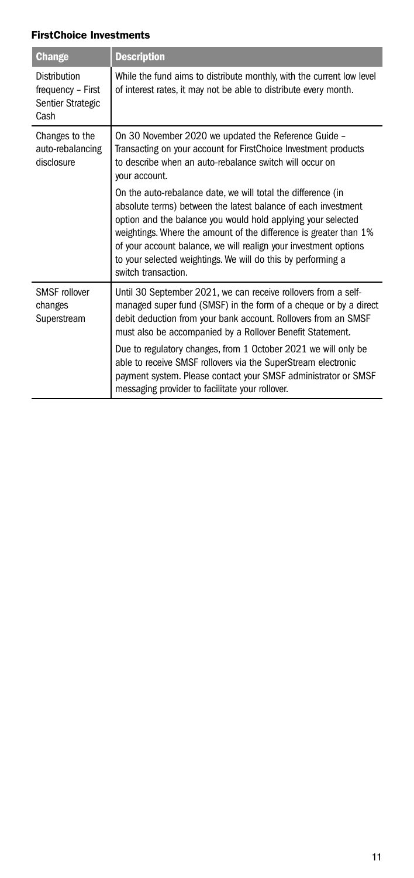### FirstChoice Investments

| Change | Description |
| --- | --- |
| Distribution frequency – First Sentier Strategic Cash | While the fund aims to distribute monthly, with the current low level of interest rates, it may not be able to distribute every month. |
| Changes to the auto-rebalancing disclosure | On 30 November 2020 we updated the Reference Guide – Transacting on your account for FirstChoice Investment products to describe when an auto-rebalance switch will occur on your account.<br><br>On the auto-rebalance date, we will total the difference (in absolute terms) between the latest balance of each investment option and the balance you would hold applying your selected weightings. Where the amount of the difference is greater than 1% of your account balance, we will realign your investment options to your selected weightings. We will do this by performing a switch transaction. |
| SMSF rollover changes Superstream | Until 30 September 2021, we can receive rollovers from a self-managed super fund (SMSF) in the form of a cheque or by a direct debit deduction from your bank account. Rollovers from an SMSF must also be accompanied by a Rollover Benefit Statement.<br><br>Due to regulatory changes, from 1 October 2021 we will only be able to receive SMSF rollovers via the SuperStream electronic payment system. Please contact your SMSF administrator or SMSF messaging provider to facilitate your rollover. |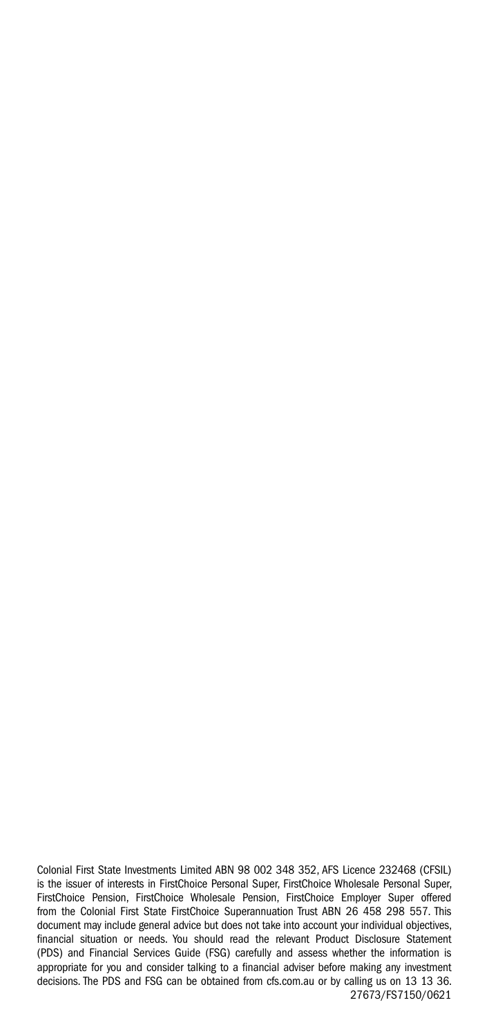Colonial First State Investments Limited ABN 98 002 348 352, AFS Licence 232468 (CFSIL) is the issuer of interests in FirstChoice Personal Super, FirstChoice Wholesale Personal Super, FirstChoice Pension, FirstChoice Wholesale Pension, FirstChoice Employer Super offered from the Colonial First State FirstChoice Superannuation Trust ABN 26 458 298 557. This document may include general advice but does not take into account your individual objectives, financial situation or needs. You should read the relevant Product Disclosure Statement (PDS) and Financial Services Guide (FSG) carefully and assess whether the information is appropriate for you and consider talking to a financial adviser before making any investment decisions. The PDS and FSG can be obtained from cfs.com.au or by calling us on 13 13 36.

27673/FS7150/0621